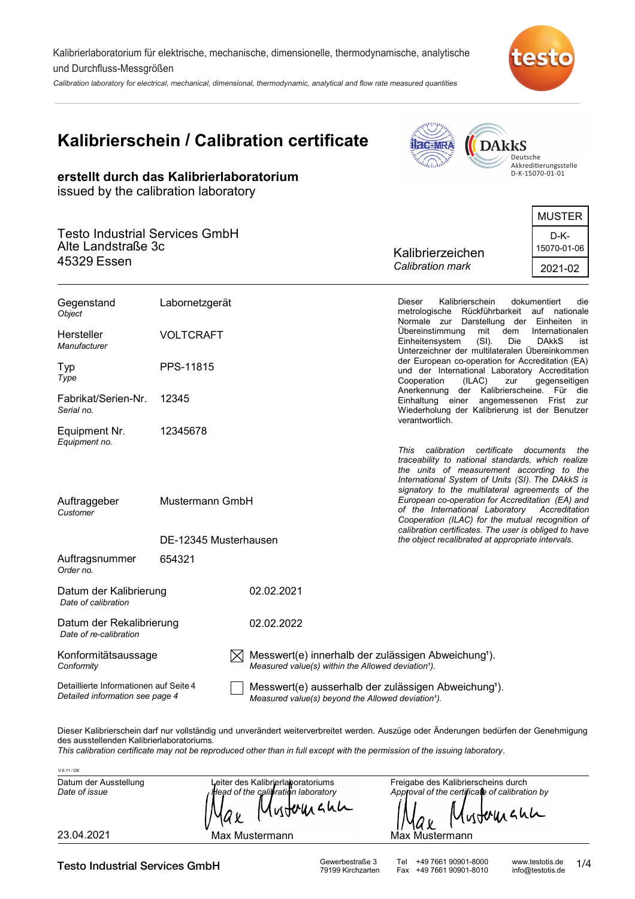Kalibrierlaboratorium für elektrische, mechanische, dimensionelle, thermodynamische, analytische und Durchfluss-Messgrößen

*Calibration laboratory for electrical, mechanical, dimensional, thermodynamic, analytical and flow rate measured quantities*

# Kalibrierschein / Calibration certificate

DAkkS Deutsche Akkreditierungsstelle D-K-15070-01-01

**erstellt durch das Kalibrierlaboratorium**
issued by the calibration laboratory

Testo Industrial Services GmbH
Alte Landstraße 3c
45329 Essen

Kalibrierzeichen
*Calibration mark*

| MUSTER |
|---|
| D-K-15070-01-06 |
| 2021-02 |

| | |
|---|---|
| Gegenstand *Object* | Labornetzgerät |
| Hersteller *Manufacturer* | VOLTCRAFT |
| Typ *Type* | PPS-11815 |
| Fabrikat/Serien-Nr. *Serial no.* | 12345 |
| Equipment Nr. *Equipment no.* | 12345678 |
| Auftraggeber *Customer* | Mustermann GmbH<br>DE-12345 Musterhausen |
| Auftragsnummer *Order no.* | 654321 |
| Datum der Kalibrierung *Date of calibration* | 02.02.2021 |
| Datum der Rekalibrierung *Date of re-calibration* | 02.02.2022 |

Dieser Kalibrierschein dokumentiert die metrologische Rückführbarkeit auf nationale Normale zur Darstellung der Einheiten in Übereinstimmung mit dem Internationalen Einheitensystem (SI). Die DAkkS ist Unterzeichner der multilateralen Übereinkommen der European co-operation for Accreditation (EA) und der International Laboratory Accreditation Cooperation (ILAC) zur gegenseitigen Anerkennung der Kalibrierscheine. Für die Einhaltung einer angemessenen Frist zur Wiederholung der Kalibrierung ist der Benutzer verantwortlich.

*This calibration certificate documents the traceability to national standards, which realize the units of measurement according to the International System of Units (SI). The DAkkS is signatory to the multilateral agreements of the European co-operation for Accreditation (EA) and of the International Laboratory Accreditation Cooperation (ILAC) for the mutual recognition of calibration certificates. The user is obliged to have the object recalibrated at appropriate intervals.*

Konformitätsaussage
*Conformity*

Detaillierte Informationen auf Seite 4
*Detailed information see page 4*

- [x] Messwert(e) innerhalb der zulässigen Abweichung[1]).
  *Measured value(s) within the Allowed deviation[1]).*
- [ ] Messwert(e) ausserhalb der zulässigen Abweichung[1]).
  *Measured value(s) beyond the Allowed deviation[1]).*

Dieser Kalibrierschein darf nur vollständig und unverändert weiterverbreitet werden. Auszüge oder Änderungen bedürfen der Genehmigung des ausstellenden Kalibrierlaboratoriums.
*This calibration certificate may not be reproduced other than in full except with the permission of the issuing laboratory.*

V 6.11 / DE

| Datum der Ausstellung *Date of issue* | Leiter des Kalibrierlaboratoriums *Head of the calibration laboratory* | Freigabe des Kalibrierscheins durch *Approval of the certificate of calibration by* |
|---|---|---|
| 23.04.2021 | Max Mustermann | Max Mustermann |

**Testo Industrial Services GmbH** Gewerbestraße 3, 79199 Kirchzarten — Tel +49 7661 90901-8000, Fax +49 7661 90901-8010 — www.testotis.de, info@testotis.de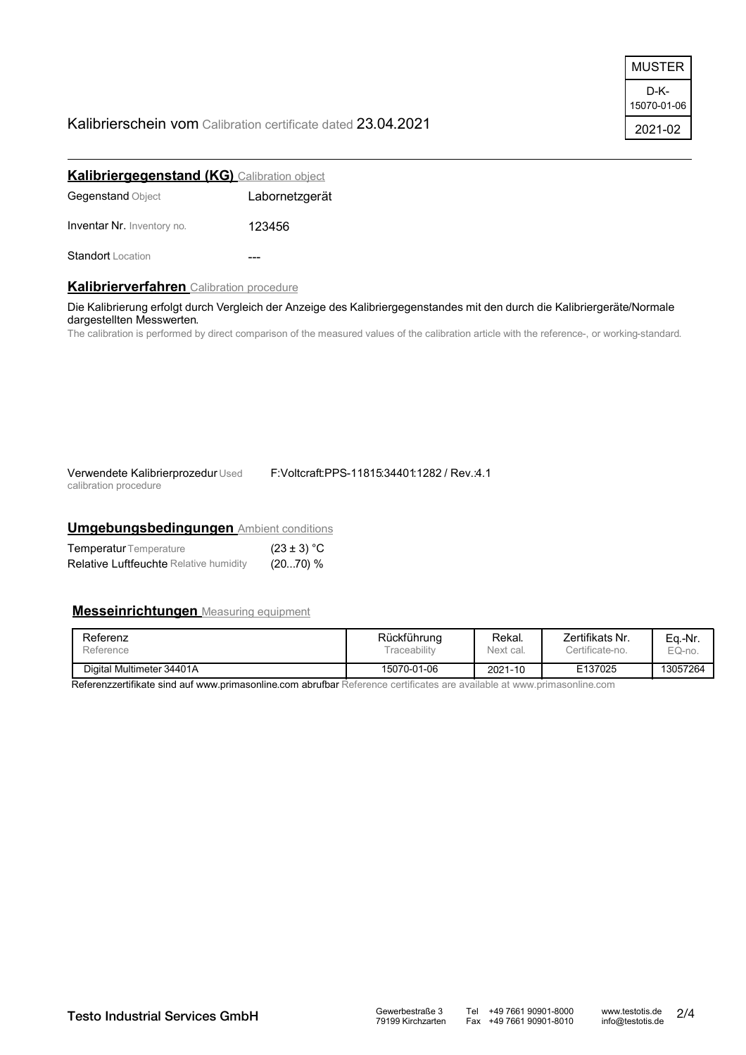| MUSTER |
| --- |
| D-K-15070-01-06 |
| 2021-02 |

Kalibrierschein vom Calibration certificate dated 23.04.2021

## Kalibriergegenstand (KG) Calibration object

Gegenstand Object: Labornetzgerät

Inventar Nr. Inventory no.: 123456

Standort Location: ---

## Kalibrierverfahren Calibration procedure

Die Kalibrierung erfolgt durch Vergleich der Anzeige des Kalibriergegenstandes mit den durch die Kalibriergeräte/Normale dargestellten Messwerten.

The calibration is performed by direct comparison of the measured values of the calibration article with the reference-, or working-standard.

Verwendete Kalibrierprozedur Used calibration procedure: F:Voltcraft:PPS-11815:34401:1282 / Rev.:4.1

## Umgebungsbedingungen Ambient conditions

Temperatur Temperature: (23 ± 3) °C

Relative Luftfeuchte Relative humidity: (20...70) %

## Messeinrichtungen Measuring equipment

| Referenz Reference | Rückführung Traceability | Rekal. Next cal. | Zertifikats Nr. Certificate-no. | Eq.-Nr. EQ-no. |
| --- | --- | --- | --- | --- |
| Digital Multimeter 34401A | 15070-01-06 | 2021-10 | E137025 | 13057264 |

Referenzzertifikate sind auf www.primasonline.com abrufbar Reference certificates are available at www.primasonline.com

Testo Industrial Services GmbH | Gewerbestraße 3, 79199 Kirchzarten | Tel +49 7661 90901-8000, Fax +49 7661 90901-8010 | www.testotis.de, info@testotis.de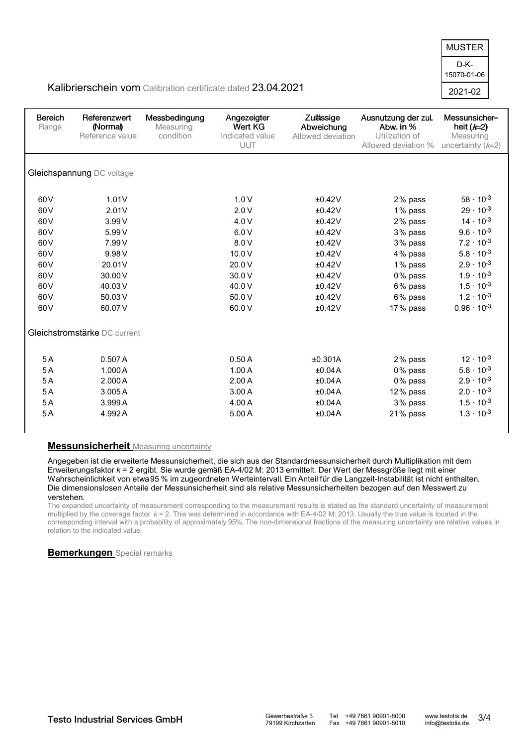MUSTER

D-K-15070-01-06

2021-02

Kalibrierschein vom Calibration certificate dated 23.04.2021

| Bereich Range | Referenzwert (Normal) Reference value | Messbedingung Measuring condition | Angezeigter Wert KG Indicated value UUT | Zulässige Abweichung Allowed deviation | Ausnutzung der zul. Abw. in % Utilization of Allowed deviation % | Messunsicherheit ($k$=2) Measuring uncertainty ($k$=2) |
|---|---|---|---|---|---|---|
| **Gleichspannung** DC voltage | | | | | | |
| 60 V | 1.01 V | | 1.0 V | ±0.42 V | 2% pass | $58 \cdot 10^{-3}$ |
| 60 V | 2.01 V | | 2.0 V | ±0.42 V | 1% pass | $29 \cdot 10^{-3}$ |
| 60 V | 3.99 V | | 4.0 V | ±0.42 V | 2% pass | $14 \cdot 10^{-3}$ |
| 60 V | 5.99 V | | 6.0 V | ±0.42 V | 3% pass | $9.6 \cdot 10^{-3}$ |
| 60 V | 7.99 V | | 8.0 V | ±0.42 V | 3% pass | $7.2 \cdot 10^{-3}$ |
| 60 V | 9.98 V | | 10.0 V | ±0.42 V | 4% pass | $5.8 \cdot 10^{-3}$ |
| 60 V | 20.01 V | | 20.0 V | ±0.42 V | 1% pass | $2.9 \cdot 10^{-3}$ |
| 60 V | 30.00 V | | 30.0 V | ±0.42 V | 0% pass | $1.9 \cdot 10^{-3}$ |
| 60 V | 40.03 V | | 40.0 V | ±0.42 V | 6% pass | $1.5 \cdot 10^{-3}$ |
| 60 V | 50.03 V | | 50.0 V | ±0.42 V | 6% pass | $1.2 \cdot 10^{-3}$ |
| 60 V | 60.07 V | | 60.0 V | ±0.42 V | 17% pass | $0.96 \cdot 10^{-3}$ |
| **Gleichstromstärke** DC current | | | | | | |
| 5 A | 0.507 A | | 0.50 A | ±0.301A | 2% pass | $12 \cdot 10^{-3}$ |
| 5 A | 1.000 A | | 1.00 A | ±0.04 A | 0% pass | $5.8 \cdot 10^{-3}$ |
| 5 A | 2.000 A | | 2.00 A | ±0.04 A | 0% pass | $2.9 \cdot 10^{-3}$ |
| 5 A | 3.005 A | | 3.00 A | ±0.04 A | 12% pass | $2.0 \cdot 10^{-3}$ |
| 5 A | 3.999 A | | 4.00 A | ±0.04 A | 3% pass | $1.5 \cdot 10^{-3}$ |
| 5 A | 4.992 A | | 5.00 A | ±0.04 A | 21% pass | $1.3 \cdot 10^{-3}$ |

## Messunsicherheit Measuring uncertainty

Angegeben ist die erweiterte Messunsicherheit, die sich aus der Standardmessunsicherheit durch Multiplikation mit dem Erweiterungsfaktor $k$ = 2 ergibt. Sie wurde gemäß EA-4/02 M: 2013 ermittelt. Der Wert der Messgröße liegt mit einer Wahrscheinlichkeit von etwa 95 % im zugeordneten Werteintervall. Ein Anteil für die Langzeit-Instabilität ist nicht enthalten. Die dimensionslosen Anteile der Messunsicherheit sind als relative Messunsicherheiten bezogen auf den Messwert zu verstehen.

The expanded uncertainty of measurement corresponding to the measurement results is stated as the standard uncertainty of measurement multiplied by the coverage factor $k$ = 2. This was determined in accordance with EA-4/02 M: 2013. Usually the true value is located in the corresponding interval with a probability of approximately 95%. The non-dimensional fractions of the measuring uncertainty are relative values in relation to the indicated value.

## Bemerkungen Special remarks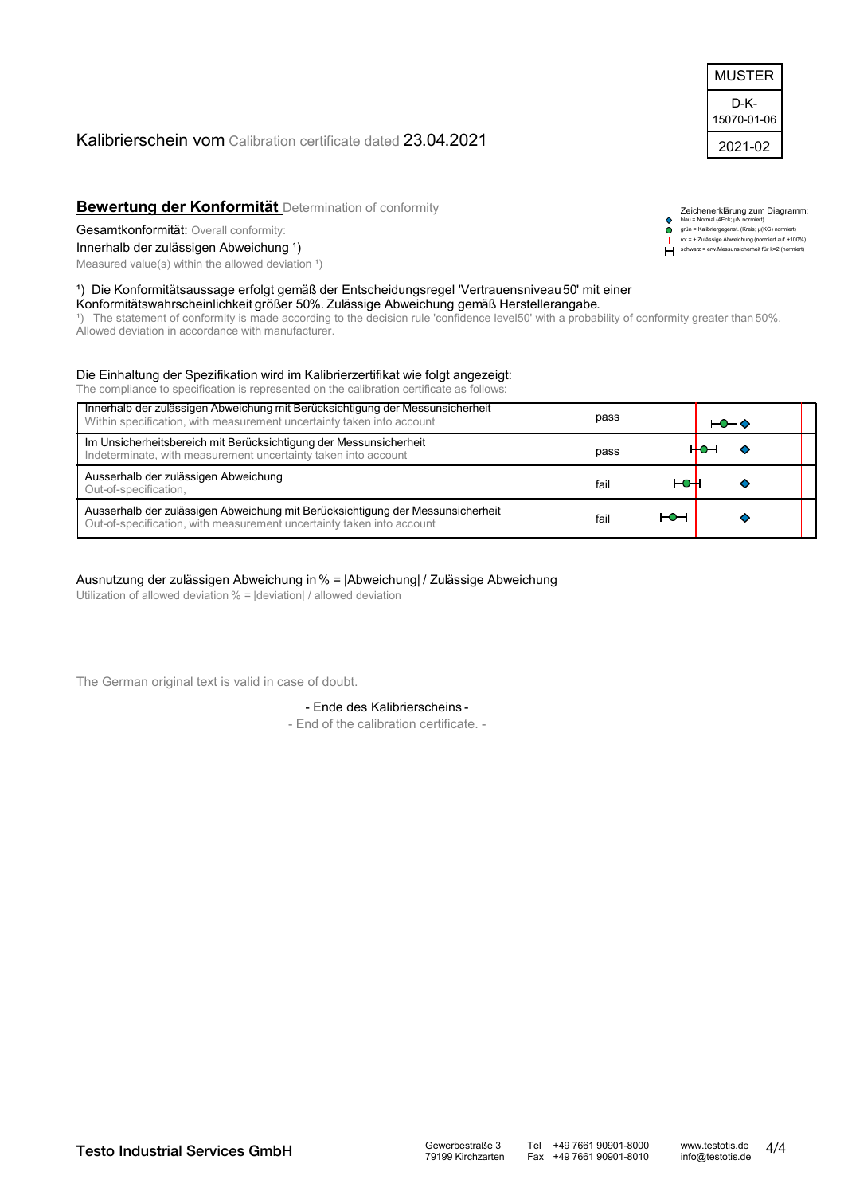MUSTER

D-K-
15070-01-06

2021-02

Kalibrierschein vom Calibration certificate dated 23.04.2021

## Bewertung der Konformität Determination of conformity

Zeichenerklärung zum Diagramm:
blau = Normal (4Eck; μN normiert)
grün = Kalibriergegenst. (Kreis; μ(KG) normiert)
rot = ± Zulässige Abweichung (normiert auf ±100%)
schwarz = erw.Messunsicherheit für k=2 (normiert)

Gesamtkonformität: Overall conformity:

Innerhalb der zulässigen Abweichung [1]

Measured value(s) within the allowed deviation [1]

[1]) Die Konformitätsaussage erfolgt gemäß der Entscheidungsregel 'Vertrauensniveau 50' mit einer Konformitätswahrscheinlichkeit größer 50%. Zulässige Abweichung gemäß Herstellerangabe.

[1]) The statement of conformity is made according to the decision rule 'confidence level50' with a probability of conformity greater than 50%. Allowed deviation in accordance with manufacturer.

Die Einhaltung der Spezifikation wird im Kalibrierzertifikat wie folgt angezeigt:

The compliance to specification is represented on the calibration certificate as follows:

| | |
|---|---|
| Innerhalb der zulässigen Abweichung mit Berücksichtigung der Messunsicherheit<br>Within specification, with measurement uncertainty taken into account | pass |
| Im Unsicherheitsbereich mit Berücksichtigung der Messunsicherheit<br>Indeterminate, with measurement uncertainty taken into account | pass |
| Ausserhalb der zulässigen Abweichung<br>Out-of-specification, | fail |
| Ausserhalb der zulässigen Abweichung mit Berücksichtigung der Messunsicherheit<br>Out-of-specification, with measurement uncertainty taken into account | fail |

Ausnutzung der zulässigen Abweichung in % = |Abweichung| / Zulässige Abweichung

Utilization of allowed deviation % = |deviation| / allowed deviation

The German original text is valid in case of doubt.

- Ende des Kalibrierscheins -

- End of the calibration certificate. -

Testo Industrial Services GmbH

Gewerbestraße 3
79199 Kirchzarten

Tel +49 7661 90901-8000
Fax +49 7661 90901-8010

www.testotis.de
info@testotis.de